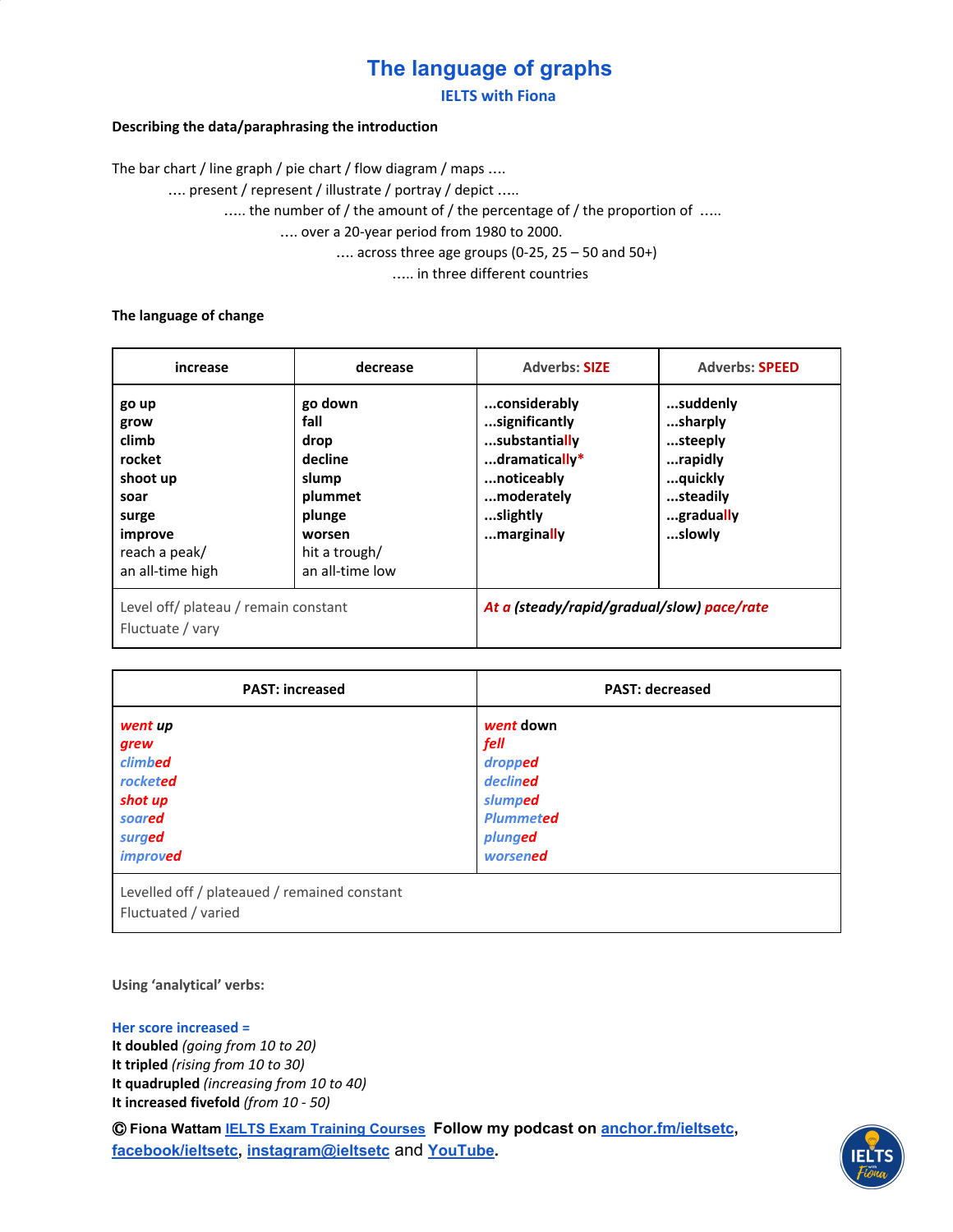# The language of graphs

## IELTS with Fiona

**Describing the data/paraphrasing the introduction**

The bar chart / line graph / pie chart / flow diagram / maps ....

.... present / represent / illustrate / portray / depict .....

..... the number of / the amount of / the percentage of / the proportion of .....

.... over a 20-year period from 1980 to 2000.

.... across three age groups (0-25, 25 – 50 and 50+)

..... in three different countries

**The language of change**

| increase | decrease | Adverbs: SIZE | Adverbs: SPEED |
|---|---|---|---|
| **go up**<br>**grow**<br>**climb**<br>**rocket**<br>**shoot up**<br>**soar**<br>**surge**<br>**improve**<br>reach a peak/<br>an all-time high | **go down**<br>**fall**<br>**drop**<br>**decline**<br>**slump**<br>**plummet**<br>**plunge**<br>**worsen**<br>hit a trough/<br>an all-time low | **...considerably**<br>**...significantly**<br>**...substantially**<br>**...dramatically***<br>**...noticeably**<br>**...moderately**<br>**...slightly**<br>**...marginally** | **...suddenly**<br>**...sharply**<br>**...steeply**<br>**...rapidly**<br>**...quickly**<br>**...steadily**<br>**...gradually**<br>**...slowly** |
| Level off/ plateau / remain constant<br>Fluctuate / vary | | ***At a (steady/rapid/gradual/slow) pace/rate*** | |

| PAST: increased | PAST: decreased |
|---|---|
| ***went up***<br>***grew***<br>***climbed***<br>***rocketed***<br>***shot up***<br>***soared***<br>***surged***<br>***improved*** | ***went down***<br>***fell***<br>***dropped***<br>***declined***<br>***slumped***<br>***Plummeted***<br>***plunged***<br>***worsened*** |
| Levelled off / plateaued / remained constant<br>Fluctuated / varied | |

**Using 'analytical' verbs:**

**Her score increased =**
**It doubled** *(going from 10 to 20)*
**It tripled** *(rising from 10 to 30)*
**It quadrupled** *(increasing from 10 to 40)*
**It increased fivefold** *(from 10 - 50)*

**© Fiona Wattam** [IELTS Exam Training Courses](#) **Follow my podcast on** [anchor.fm/ieltsetc](#), [facebook/ieltsetc](#), [instagram@ieltsetc](#) and [YouTube](#).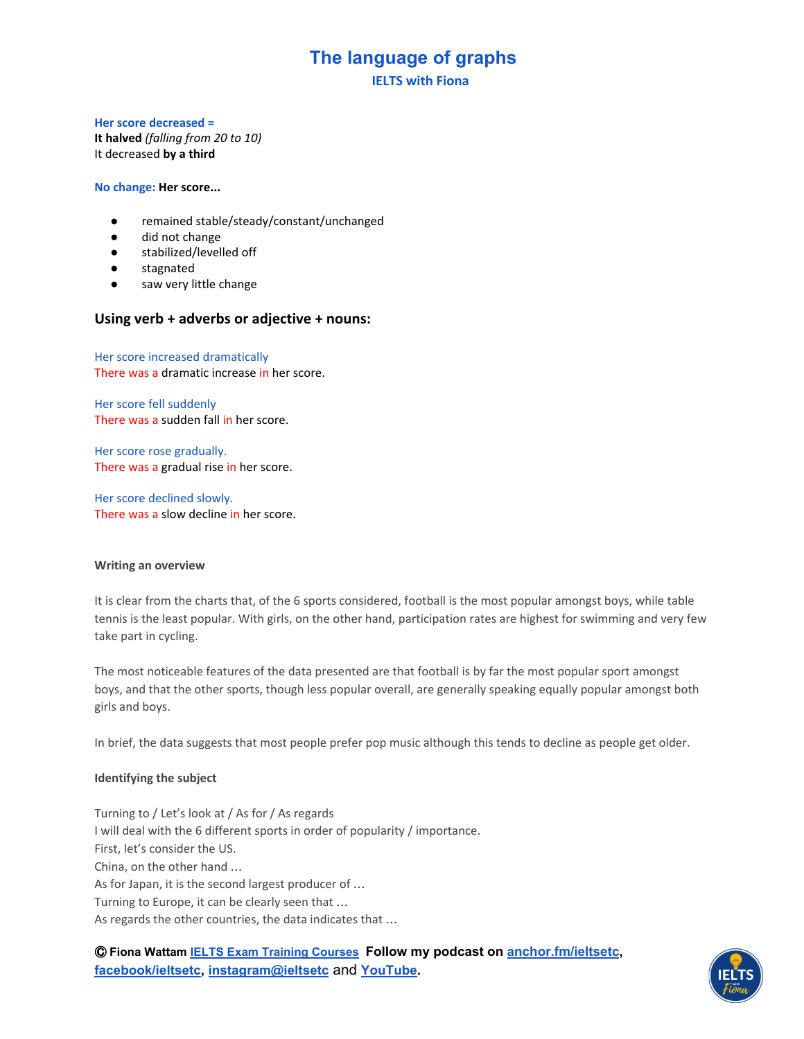# The language of graphs

**IELTS with Fiona**

**Her score decreased =**
**It halved** *(falling from 20 to 10)*
It decreased **by a third**

**No change: Her score...**

- remained stable/steady/constant/unchanged
- did not change
- stabilized/levelled off
- stagnated
- saw very little change

## Using verb + adverbs or adjective + nouns:

Her score increased dramatically
There was a dramatic increase in her score.

Her score fell suddenly
There was a sudden fall in her score.

Her score rose gradually.
There was a gradual rise in her score.

Her score declined slowly.
There was a slow decline in her score.

**Writing an overview**

It is clear from the charts that, of the 6 sports considered, football is the most popular amongst boys, while table tennis is the least popular. With girls, on the other hand, participation rates are highest for swimming and very few take part in cycling.

The most noticeable features of the data presented are that football is by far the most popular sport amongst boys, and that the other sports, though less popular overall, are generally speaking equally popular amongst both girls and boys.

In brief, the data suggests that most people prefer pop music although this tends to decline as people get older.

**Identifying the subject**

Turning to / Let's look at / As for / As regards
I will deal with the 6 different sports in order of popularity / importance.
First, let's consider the US.
China, on the other hand …
As for Japan, it is the second largest producer of …
Turning to Europe, it can be clearly seen that …
As regards the other countries, the data indicates that …

**© Fiona Wattam** [IELTS Exam Training Courses](#) **Follow my podcast on** [anchor.fm/ieltsetc](#), [facebook/ieltsetc](#), [instagram@ieltsetc](#) and [YouTube](#).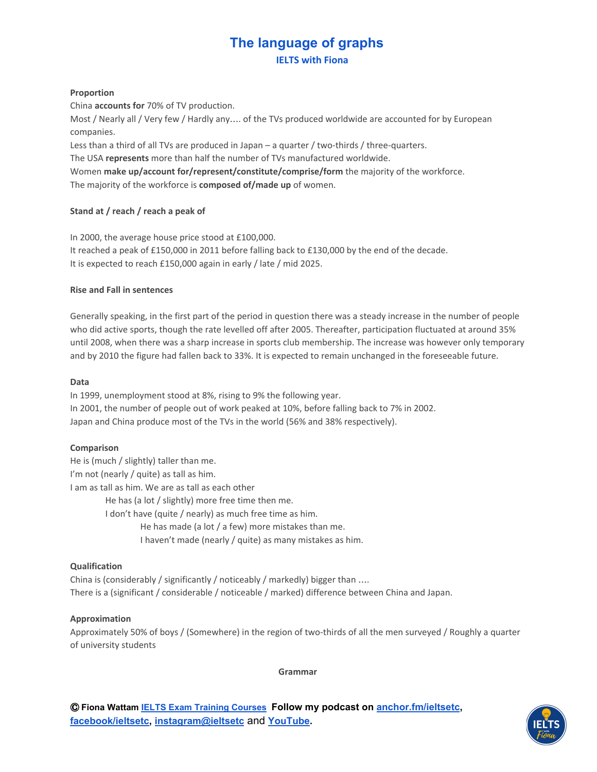# The language of graphs

## IELTS with Fiona

**Proportion**

China **accounts for** 70% of TV production.
Most / Nearly all / Very few / Hardly any…. of the TVs produced worldwide are accounted for by European companies.
Less than a third of all TVs are produced in Japan – a quarter / two-thirds / three-quarters.
The USA **represents** more than half the number of TVs manufactured worldwide.
Women **make up/account for/represent/constitute/comprise/form** the majority of the workforce.
The majority of the workforce is **composed of/made up** of women.

**Stand at / reach / reach a peak of**

In 2000, the average house price stood at £100,000.
It reached a peak of £150,000 in 2011 before falling back to £130,000 by the end of the decade.
It is expected to reach £150,000 again in early / late / mid 2025.

**Rise and Fall in sentences**

Generally speaking, in the first part of the period in question there was a steady increase in the number of people who did active sports, though the rate levelled off after 2005. Thereafter, participation fluctuated at around 35% until 2008, when there was a sharp increase in sports club membership. The increase was however only temporary and by 2010 the figure had fallen back to 33%. It is expected to remain unchanged in the foreseeable future.

**Data**

In 1999, unemployment stood at 8%, rising to 9% the following year.
In 2001, the number of people out of work peaked at 10%, before falling back to 7% in 2002.
Japan and China produce most of the TVs in the world (56% and 38% respectively).

**Comparison**

He is (much / slightly) taller than me.
I'm not (nearly / quite) as tall as him.
I am as tall as him. We are as tall as each other

He has (a lot / slightly) more free time then me.
I don't have (quite / nearly) as much free time as him.

He has made (a lot / a few) more mistakes than me.
I haven't made (nearly / quite) as many mistakes as him.

**Qualification**

China is (considerably / significantly / noticeably / markedly) bigger than ….
There is a (significant / considerable / noticeable / marked) difference between China and Japan.

**Approximation**

Approximately 50% of boys / (Somewhere) in the region of two-thirds of all the men surveyed / Roughly a quarter of university students

**Grammar**

© **Fiona Wattam** IELTS Exam Training Courses **Follow my podcast on** anchor.fm/ieltsetc, facebook/ieltsetc, instagram@ieltsetc and YouTube.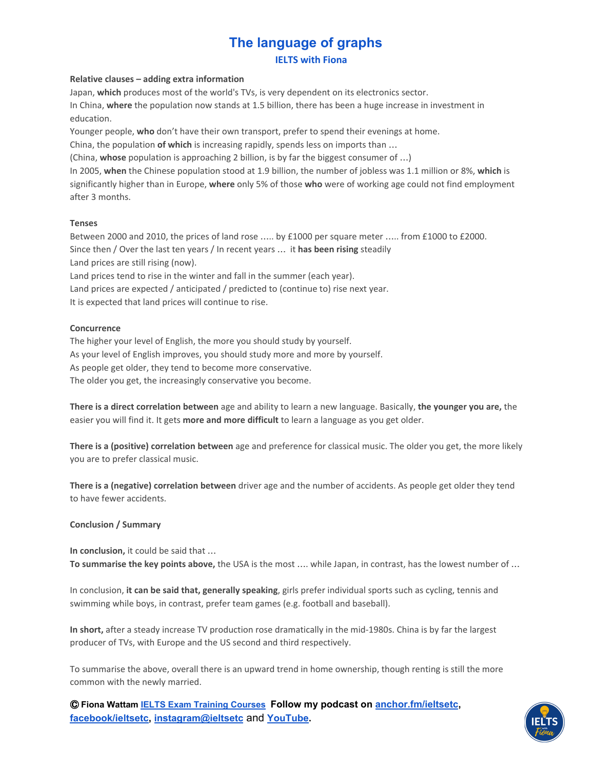# The language of graphs

### IELTS with Fiona

**Relative clauses – adding extra information**

Japan, **which** produces most of the world's TVs, is very dependent on its electronics sector.
In China, **where** the population now stands at 1.5 billion, there has been a huge increase in investment in education.
Younger people, **who** don't have their own transport, prefer to spend their evenings at home.
China, the population **of which** is increasing rapidly, spends less on imports than …
(China, **whose** population is approaching 2 billion, is by far the biggest consumer of …)
In 2005, **when** the Chinese population stood at 1.9 billion, the number of jobless was 1.1 million or 8%, **which** is significantly higher than in Europe, **where** only 5% of those **who** were of working age could not find employment after 3 months.

**Tenses**

Between 2000 and 2010, the prices of land rose ….. by £1000 per square meter ….. from £1000 to £2000.
Since then / Over the last ten years / In recent years … it **has been rising** steadily
Land prices are still rising (now).
Land prices tend to rise in the winter and fall in the summer (each year).
Land prices are expected / anticipated / predicted to (continue to) rise next year.
It is expected that land prices will continue to rise.

**Concurrence**

The higher your level of English, the more you should study by yourself.
As your level of English improves, you should study more and more by yourself.
As people get older, they tend to become more conservative.
The older you get, the increasingly conservative you become.

**There is a direct correlation between** age and ability to learn a new language. Basically, **the younger you are,** the easier you will find it. It gets **more and more difficult** to learn a language as you get older.

**There is a (positive) correlation between** age and preference for classical music. The older you get, the more likely you are to prefer classical music.

**There is a (negative) correlation between** driver age and the number of accidents. As people get older they tend to have fewer accidents.

**Conclusion / Summary**

**In conclusion,** it could be said that …
**To summarise the key points above,** the USA is the most …. while Japan, in contrast, has the lowest number of …

In conclusion, **it can be said that, generally speaking**, girls prefer individual sports such as cycling, tennis and swimming while boys, in contrast, prefer team games (e.g. football and baseball).

**In short,** after a steady increase TV production rose dramatically in the mid-1980s. China is by far the largest producer of TVs, with Europe and the US second and third respectively.

To summarise the above, overall there is an upward trend in home ownership, though renting is still the more common with the newly married.

**© Fiona Wattam** [IELTS Exam Training Courses](#) **Follow my podcast on** [anchor.fm/ieltsetc](#)**,** [facebook/ieltsetc](#)**,** [instagram@ieltsetc](#) and [YouTube](#)**.**